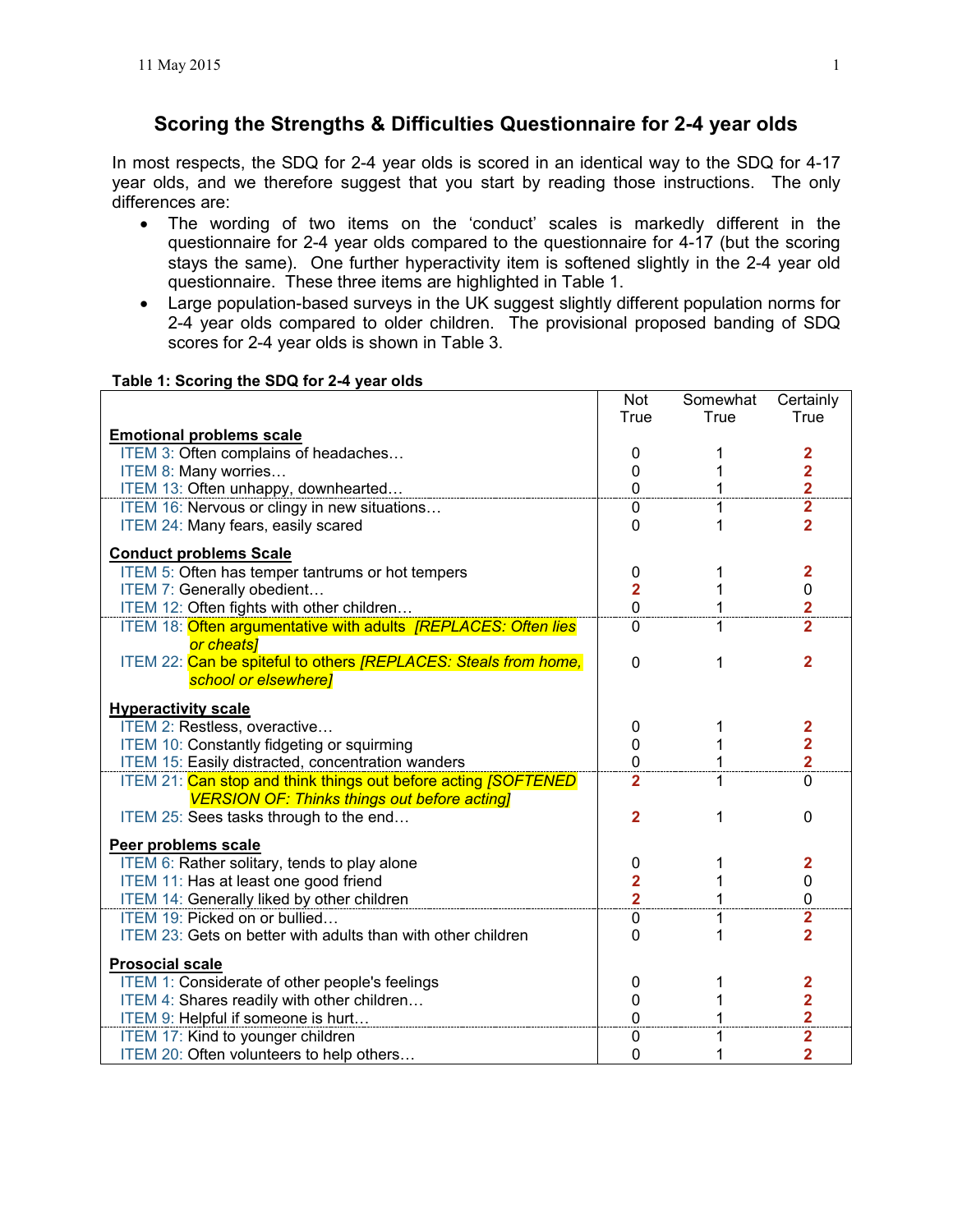# Scoring the Strengths & Difficulties Questionnaire for 2-4 year olds

In most respects, the SDQ for 2-4 year olds is scored in an identical way to the SDQ for 4-17 year olds, and we therefore suggest that you start by reading those instructions. The only differences are:

- The wording of two items on the 'conduct' scales is markedly different in the questionnaire for 2-4 year olds compared to the questionnaire for 4-17 (but the scoring stays the same). One further hyperactivity item is softened slightly in the 2-4 year old questionnaire. These three items are highlighted in Table 1.
- Large population-based surveys in the UK suggest slightly different population norms for 2-4 year olds compared to older children. The provisional proposed banding of SDQ scores for 2-4 year olds is shown in Table 3.

**Table 1: Scoring the SDQ for 2-4 year olds**

| | Not True | Somewhat True | Certainly True |
|---|---|---|---|
| **Emotional problems scale** | | | |
| ITEM 3: Often complains of headaches… | 0 | 1 | **2** |
| ITEM 8: Many worries… | 0 | 1 | **2** |
| ITEM 13: Often unhappy, downhearted… | 0 | 1 | **2** |
| ITEM 16: Nervous or clingy in new situations… | 0 | 1 | **2** |
| ITEM 24: Many fears, easily scared | 0 | 1 | **2** |
| **Conduct problems Scale** | | | |
| ITEM 5: Often has temper tantrums or hot tempers | 0 | 1 | **2** |
| ITEM 7: Generally obedient… | **2** | 1 | 0 |
| ITEM 12: Often fights with other children… | 0 | 1 | **2** |
| ITEM 18: Often argumentative with adults *[REPLACES: Often lies or cheats]* | 0 | 1 | **2** |
| ITEM 22: Can be spiteful to others *[REPLACES: Steals from home, school or elsewhere]* | 0 | 1 | **2** |
| **Hyperactivity scale** | | | |
| ITEM 2: Restless, overactive… | 0 | 1 | **2** |
| ITEM 10: Constantly fidgeting or squirming | 0 | 1 | **2** |
| ITEM 15: Easily distracted, concentration wanders | 0 | 1 | **2** |
| ITEM 21: Can stop and think things out before acting *[SOFTENED VERSION OF: Thinks things out before acting]* | **2** | 1 | 0 |
| ITEM 25: Sees tasks through to the end… | **2** | 1 | 0 |
| **Peer problems scale** | | | |
| ITEM 6: Rather solitary, tends to play alone | 0 | 1 | **2** |
| ITEM 11: Has at least one good friend | **2** | 1 | 0 |
| ITEM 14: Generally liked by other children | **2** | 1 | 0 |
| ITEM 19: Picked on or bullied… | 0 | 1 | **2** |
| ITEM 23: Gets on better with adults than with other children | 0 | 1 | **2** |
| **Prosocial scale** | | | |
| ITEM 1: Considerate of other people's feelings | 0 | 1 | **2** |
| ITEM 4: Shares readily with other children… | 0 | 1 | **2** |
| ITEM 9: Helpful if someone is hurt… | 0 | 1 | **2** |
| ITEM 17: Kind to younger children | 0 | 1 | **2** |
| ITEM 20: Often volunteers to help others… | 0 | 1 | **2** |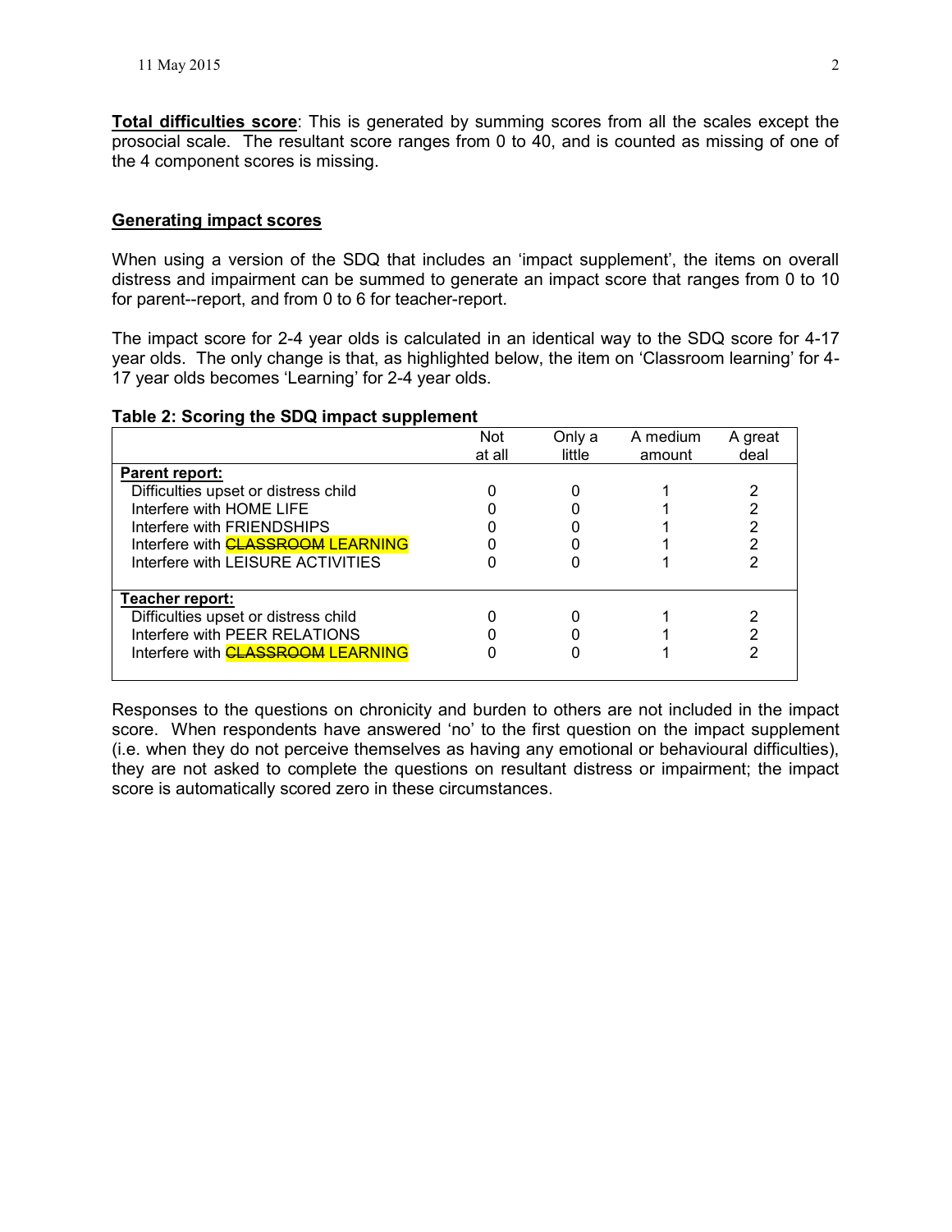**Total difficulties score**: This is generated by summing scores from all the scales except the prosocial scale. The resultant score ranges from 0 to 40, and is counted as missing of one of the 4 component scores is missing.

## Generating impact scores

When using a version of the SDQ that includes an 'impact supplement', the items on overall distress and impairment can be summed to generate an impact score that ranges from 0 to 10 for parent--report, and from 0 to 6 for teacher-report.

The impact score for 2-4 year olds is calculated in an identical way to the SDQ score for 4-17 year olds. The only change is that, as highlighted below, the item on 'Classroom learning' for 4-17 year olds becomes 'Learning' for 2-4 year olds.

**Table 2: Scoring the SDQ impact supplement**

| | Not at all | Only a little | A medium amount | A great deal |
|---|---|---|---|---|
| **Parent report:** | | | | |
| Difficulties upset or distress child | 0 | 0 | 1 | 2 |
| Interfere with HOME LIFE | 0 | 0 | 1 | 2 |
| Interfere with FRIENDSHIPS | 0 | 0 | 1 | 2 |
| Interfere with ~~CLASSROOM~~ LEARNING | 0 | 0 | 1 | 2 |
| Interfere with LEISURE ACTIVITIES | 0 | 0 | 1 | 2 |
| **Teacher report:** | | | | |
| Difficulties upset or distress child | 0 | 0 | 1 | 2 |
| Interfere with PEER RELATIONS | 0 | 0 | 1 | 2 |
| Interfere with ~~CLASSROOM~~ LEARNING | 0 | 0 | 1 | 2 |

Responses to the questions on chronicity and burden to others are not included in the impact score. When respondents have answered 'no' to the first question on the impact supplement (i.e. when they do not perceive themselves as having any emotional or behavioural difficulties), they are not asked to complete the questions on resultant distress or impairment; the impact score is automatically scored zero in these circumstances.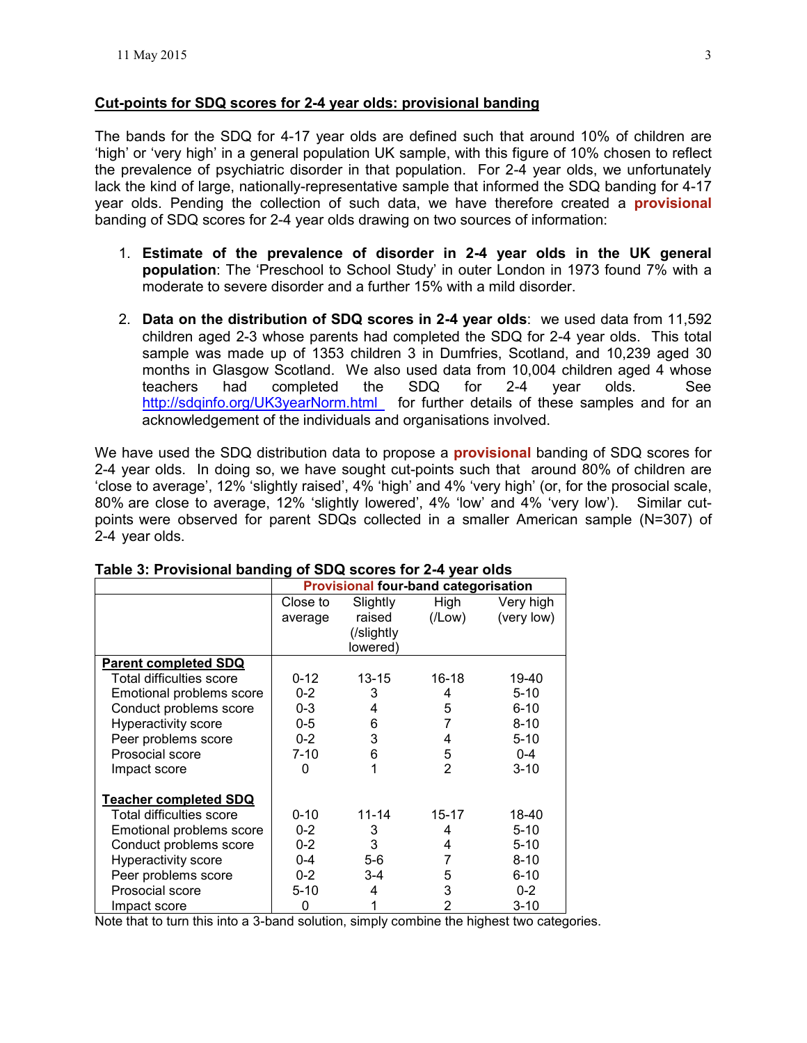**Cut-points for SDQ scores for 2-4 year olds: provisional banding**

The bands for the SDQ for 4-17 year olds are defined such that around 10% of children are 'high' or 'very high' in a general population UK sample, with this figure of 10% chosen to reflect the prevalence of psychiatric disorder in that population. For 2-4 year olds, we unfortunately lack the kind of large, nationally-representative sample that informed the SDQ banding for 4-17 year olds. Pending the collection of such data, we have therefore created a **provisional** banding of SDQ scores for 2-4 year olds drawing on two sources of information:

1. **Estimate of the prevalence of disorder in 2-4 year olds in the UK general population**: The 'Preschool to School Study' in outer London in 1973 found 7% with a moderate to severe disorder and a further 15% with a mild disorder.

2. **Data on the distribution of SDQ scores in 2-4 year olds**: we used data from 11,592 children aged 2-3 whose parents had completed the SDQ for 2-4 year olds. This total sample was made up of 1353 children 3 in Dumfries, Scotland, and 10,239 aged 30 months in Glasgow Scotland. We also used data from 10,004 children aged 4 whose teachers had completed the SDQ for 2-4 year olds. See http://sdqinfo.org/UK3yearNorm.html for further details of these samples and for an acknowledgement of the individuals and organisations involved.

We have used the SDQ distribution data to propose a **provisional** banding of SDQ scores for 2-4 year olds. In doing so, we have sought cut-points such that around 80% of children are 'close to average', 12% 'slightly raised', 4% 'high' and 4% 'very high' (or, for the prosocial scale, 80% are close to average, 12% 'slightly lowered', 4% 'low' and 4% 'very low'). Similar cut-points were observed for parent SDQs collected in a smaller American sample (N=307) of 2-4 year olds.

**Table 3: Provisional banding of SDQ scores for 2-4 year olds**

| | **Provisional four-band categorisation** | | | |
|---|---|---|---|---|
| | Close to average | Slightly raised (/slightly lowered) | High (/Low) | Very high (very low) |
| **Parent completed SDQ** | | | | |
| Total difficulties score | 0-12 | 13-15 | 16-18 | 19-40 |
| Emotional problems score | 0-2 | 3 | 4 | 5-10 |
| Conduct problems score | 0-3 | 4 | 5 | 6-10 |
| Hyperactivity score | 0-5 | 6 | 7 | 8-10 |
| Peer problems score | 0-2 | 3 | 4 | 5-10 |
| Prosocial score | 7-10 | 6 | 5 | 0-4 |
| Impact score | 0 | 1 | 2 | 3-10 |
| **Teacher completed SDQ** | | | | |
| Total difficulties score | 0-10 | 11-14 | 15-17 | 18-40 |
| Emotional problems score | 0-2 | 3 | 4 | 5-10 |
| Conduct problems score | 0-2 | 3 | 4 | 5-10 |
| Hyperactivity score | 0-4 | 5-6 | 7 | 8-10 |
| Peer problems score | 0-2 | 3-4 | 5 | 6-10 |
| Prosocial score | 5-10 | 4 | 3 | 0-2 |
| Impact score | 0 | 1 | 2 | 3-10 |

Note that to turn this into a 3-band solution, simply combine the highest two categories.